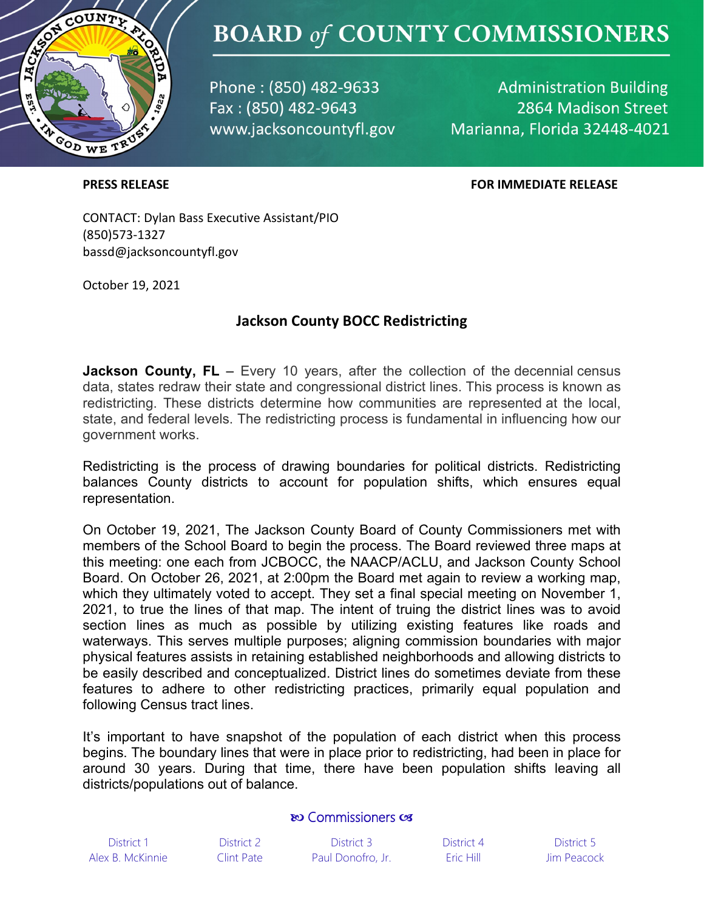# BOARD *of* COUNTY COMMISSIONERS

Phone : (850) 482-9633
Fax : (850) 482-9643
www.jacksoncountyfl.gov

Administration Building
2864 Madison Street
Marianna, Florida 32448-4021

**PRESS RELEASE** **FOR IMMEDIATE RELEASE**

CONTACT: Dylan Bass Executive Assistant/PIO
(850)573-1327
bassd@jacksoncountyfl.gov

October 19, 2021

## Jackson County BOCC Redistricting

**Jackson County, FL** – Every 10 years, after the collection of the decennial census data, states redraw their state and congressional district lines. This process is known as redistricting. These districts determine how communities are represented at the local, state, and federal levels. The redistricting process is fundamental in influencing how our government works.

Redistricting is the process of drawing boundaries for political districts. Redistricting balances County districts to account for population shifts, which ensures equal representation.

On October 19, 2021, The Jackson County Board of County Commissioners met with members of the School Board to begin the process. The Board reviewed three maps at this meeting: one each from JCBOCC, the NAACP/ACLU, and Jackson County School Board. On October 26, 2021, at 2:00pm the Board met again to review a working map, which they ultimately voted to accept. They set a final special meeting on November 1, 2021, to true the lines of that map. The intent of truing the district lines was to avoid section lines as much as possible by utilizing existing features like roads and waterways. This serves multiple purposes; aligning commission boundaries with major physical features assists in retaining established neighborhoods and allowing districts to be easily described and conceptualized. District lines do sometimes deviate from these features to adhere to other redistricting practices, primarily equal population and following Census tract lines.

It's important to have snapshot of the population of each district when this process begins. The boundary lines that were in place prior to redistricting, had been in place for around 30 years. During that time, there have been population shifts leaving all districts/populations out of balance.

Commissioners

| District 1 | District 2 | District 3 | District 4 | District 5 |
|---|---|---|---|---|
| Alex B. McKinnie | Clint Pate | Paul Donofro, Jr. | Eric Hill | Jim Peacock |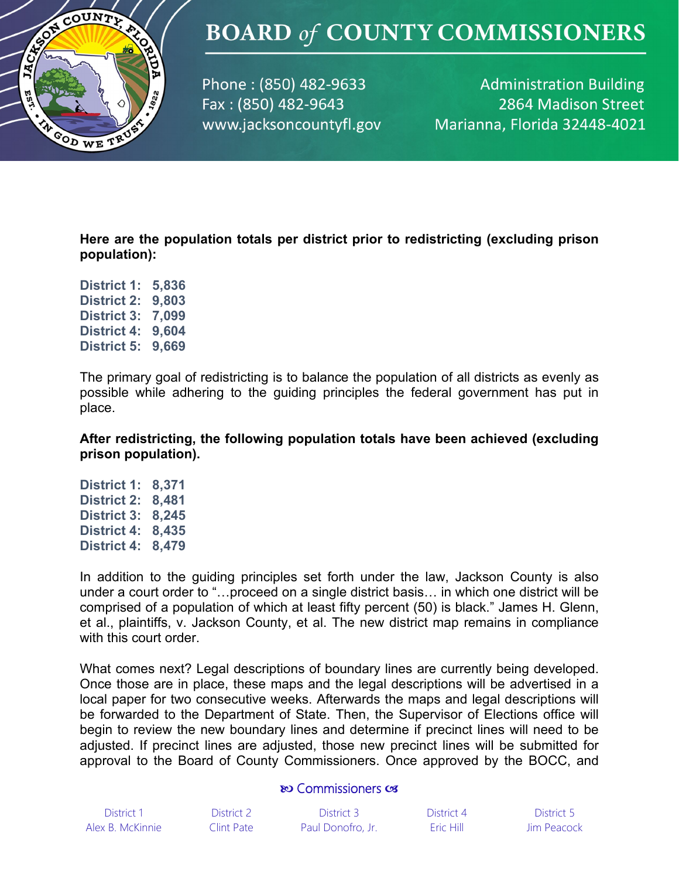**Here are the population totals per district prior to redistricting (excluding prison population):**

**District 1: 5,836**
**District 2: 9,803**
**District 3: 7,099**
**District 4: 9,604**
**District 5: 9,669**

The primary goal of redistricting is to balance the population of all districts as evenly as possible while adhering to the guiding principles the federal government has put in place.

**After redistricting, the following population totals have been achieved (excluding prison population).**

**District 1: 8,371**
**District 2: 8,481**
**District 3: 8,245**
**District 4: 8,435**
**District 4: 8,479**

In addition to the guiding principles set forth under the law, Jackson County is also under a court order to "…proceed on a single district basis… in which one district will be comprised of a population of which at least fifty percent (50) is black." James H. Glenn, et al., plaintiffs, v. Jackson County, et al. The new district map remains in compliance with this court order.

What comes next? Legal descriptions of boundary lines are currently being developed. Once those are in place, these maps and the legal descriptions will be advertised in a local paper for two consecutive weeks. Afterwards the maps and legal descriptions will be forwarded to the Department of State. Then, the Supervisor of Elections office will begin to review the new boundary lines and determine if precinct lines will need to be adjusted. If precinct lines are adjusted, those new precinct lines will be submitted for approval to the Board of County Commissioners. Once approved by the BOCC, and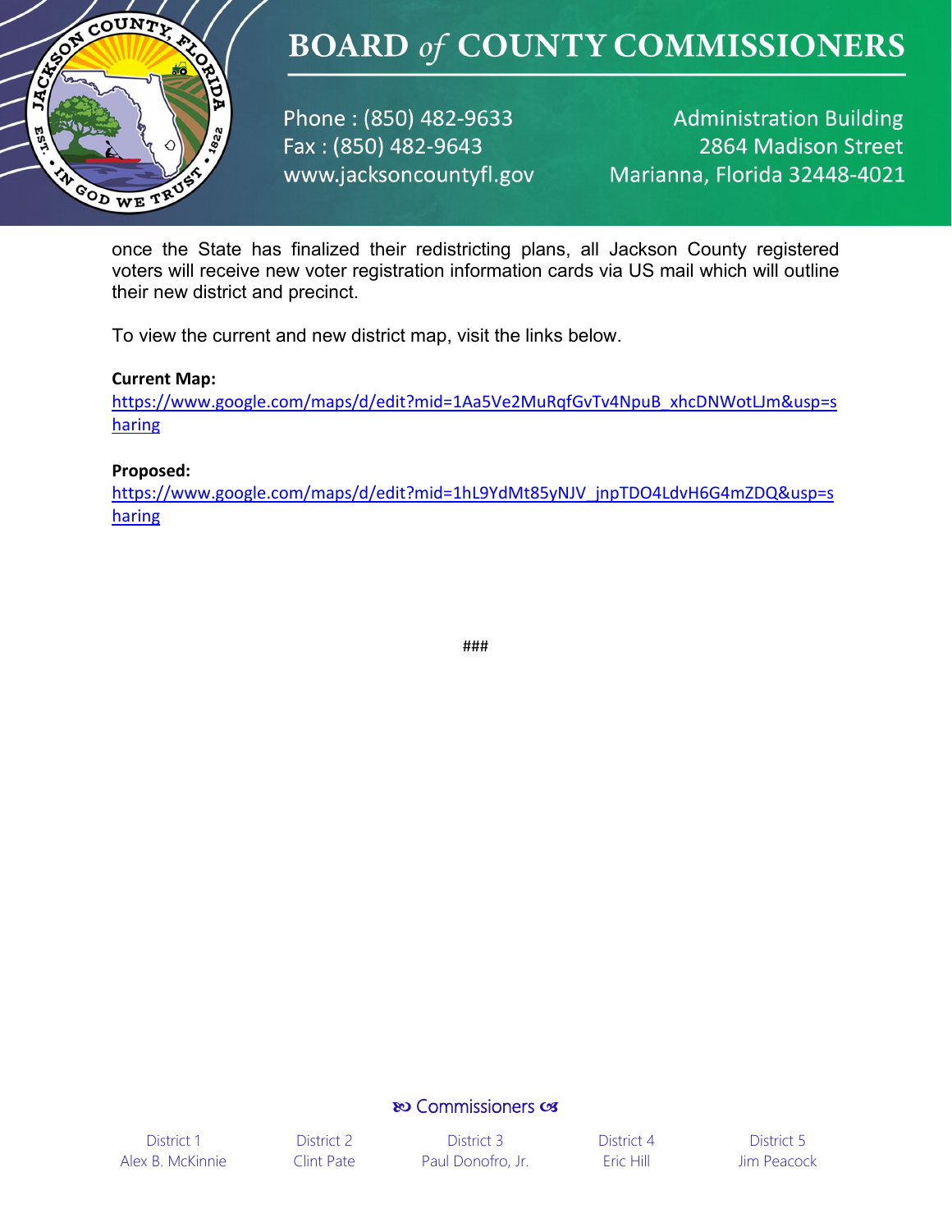once the State has finalized their redistricting plans, all Jackson County registered voters will receive new voter registration information cards via US mail which will outline their new district and precinct.

To view the current and new district map, visit the links below.

**Current Map:**
https://www.google.com/maps/d/edit?mid=1Aa5Ve2MuRqfGvTv4NpuB_xhcDNWotLJm&usp=sharing

**Proposed:**
https://www.google.com/maps/d/edit?mid=1hL9YdMt85yNJV_jnpTDO4LdvH6G4mZDQ&usp=sharing

###